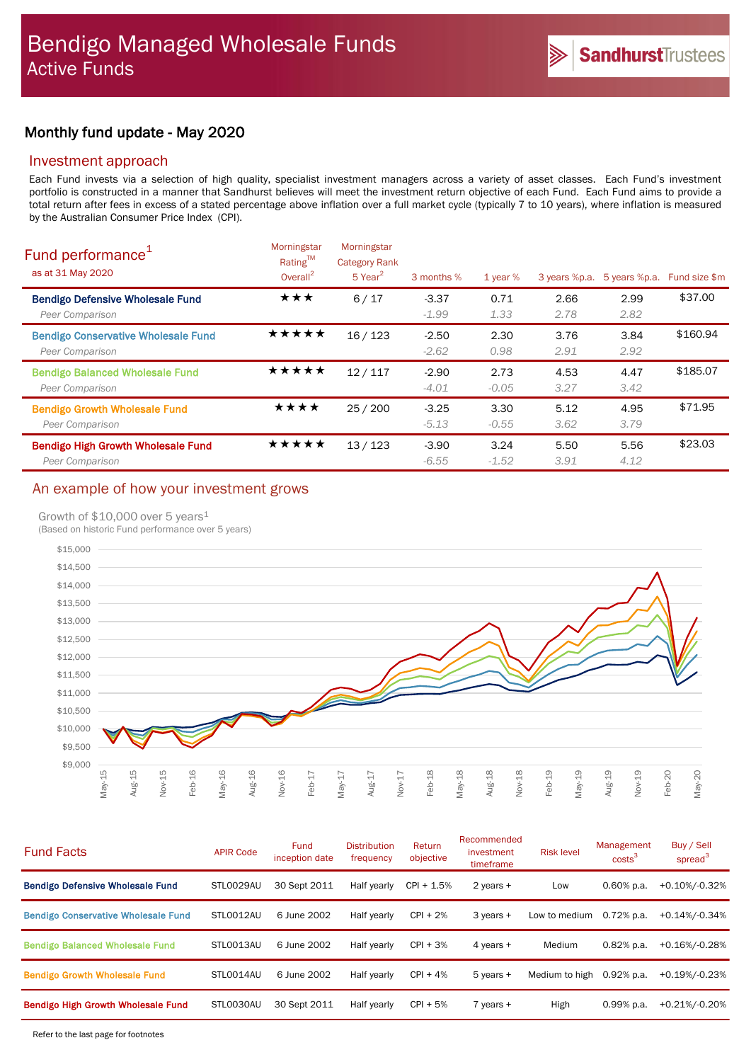# Bendigo Managed Wholesale Funds

## Active Funds

SandhurstTrustees

### Monthly fund update - May 2020

## Investment approach

Each Fund invests via a selection of high quality, specialist investment managers across a variety of asset classes. Each Fund's investment portfolio is constructed in a manner that Sandhurst believes will meet the investment return objective of each Fund. Each Fund aims to provide a total return after fees in excess of a stated percentage above inflation over a full market cycle (typically 7 to 10 years), where inflation is measured by the Australian Consumer Price Index (CPI).

## Fund performance[1]

as at 31 May 2020

| | Morningstar Rating™ Overall[2] | Morningstar Category Rank 5 Year[2] | 3 months % | 1 year % | 3 years %p.a. | 5 years %p.a. | Fund size $m |
|---|---|---|---|---|---|---|---|
| **Bendigo Defensive Wholesale Fund** | ★★★ | 6 / 17 | -3.37 | 0.71 | 2.66 | 2.99 | $37.00 |
| *Peer Comparison* | | | *-1.99* | *1.33* | *2.78* | *2.82* | |
| **Bendigo Conservative Wholesale Fund** | ★★★★★ | 16 / 123 | -2.50 | 2.30 | 3.76 | 3.84 | $160.94 |
| *Peer Comparison* | | | *-2.62* | *0.98* | *2.91* | *2.92* | |
| **Bendigo Balanced Wholesale Fund** | ★★★★★ | 12 / 117 | -2.90 | 2.73 | 4.53 | 4.47 | $185.07 |
| *Peer Comparison* | | | *-4.01* | *-0.05* | *3.27* | *3.42* | |
| **Bendigo Growth Wholesale Fund** | ★★★★ | 25 / 200 | -3.25 | 3.30 | 5.12 | 4.95 | $71.95 |
| *Peer Comparison* | | | *-5.13* | *-0.55* | *3.62* | *3.79* | |
| **Bendigo High Growth Wholesale Fund** | ★★★★★ | 13 / 123 | -3.90 | 3.24 | 5.50 | 5.56 | $23.03 |
| *Peer Comparison* | | | *-6.55* | *-1.52* | *3.91* | *4.12* | |

## An example of how your investment grows

Growth of $10,000 over 5 years[1]

(Based on historic Fund performance over 5 years)

## Fund Facts

| | APIR Code | Fund inception date | Distribution frequency | Return objective | Recommended investment timeframe | Risk level | Management costs[3] | Buy / Sell spread[3] |
|---|---|---|---|---|---|---|---|---|
| **Bendigo Defensive Wholesale Fund** | STL0029AU | 30 Sept 2011 | Half yearly | CPI + 1.5% | 2 years + | Low | 0.60% p.a. | +0.10%/-0.32% |
| **Bendigo Conservative Wholesale Fund** | STL0012AU | 6 June 2002 | Half yearly | CPI + 2% | 3 years + | Low to medium | 0.72% p.a. | +0.14%/-0.34% |
| **Bendigo Balanced Wholesale Fund** | STL0013AU | 6 June 2002 | Half yearly | CPI + 3% | 4 years + | Medium | 0.82% p.a. | +0.16%/-0.28% |
| **Bendigo Growth Wholesale Fund** | STL0014AU | 6 June 2002 | Half yearly | CPI + 4% | 5 years + | Medium to high | 0.92% p.a. | +0.19%/-0.23% |
| **Bendigo High Growth Wholesale Fund** | STL0030AU | 30 Sept 2011 | Half yearly | CPI + 5% | 7 years + | High | 0.99% p.a. | +0.21%/-0.20% |

Refer to the last page for footnotes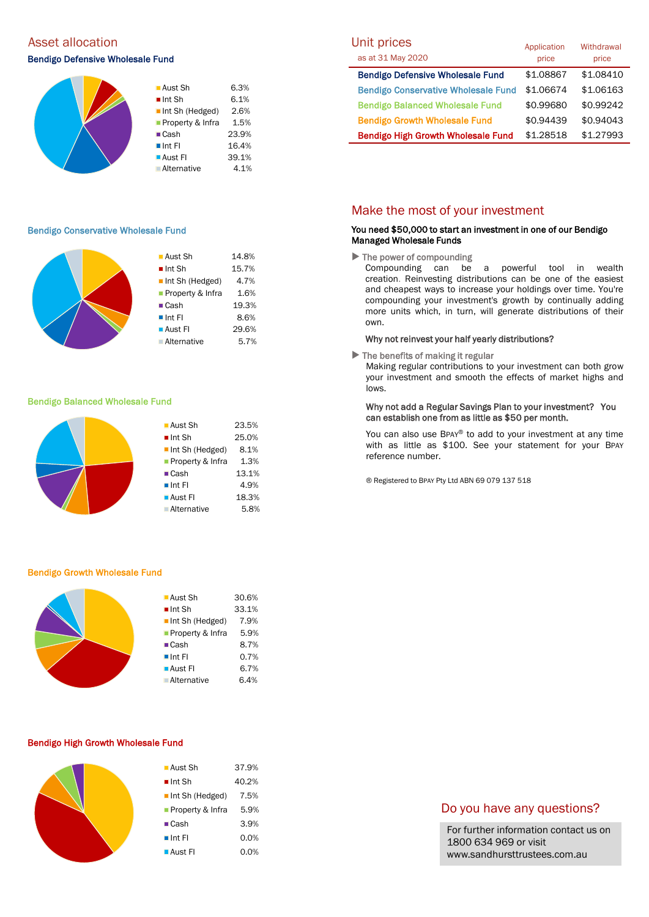## Asset allocation

### Bendigo Defensive Wholesale Fund

| Asset | Allocation |
|---|---|
| Aust Sh | 6.3% |
| Int Sh | 6.1% |
| Int Sh (Hedged) | 2.6% |
| Property & Infra | 1.5% |
| Cash | 23.9% |
| Int FI | 16.4% |
| Aust FI | 39.1% |
| Alternative | 4.1% |

### Bendigo Conservative Wholesale Fund

| Asset | Allocation |
|---|---|
| Aust Sh | 14.8% |
| Int Sh | 15.7% |
| Int Sh (Hedged) | 4.7% |
| Property & Infra | 1.6% |
| Cash | 19.3% |
| Int FI | 8.6% |
| Aust FI | 29.6% |
| Alternative | 5.7% |

### Bendigo Balanced Wholesale Fund

| Asset | Allocation |
|---|---|
| Aust Sh | 23.5% |
| Int Sh | 25.0% |
| Int Sh (Hedged) | 8.1% |
| Property & Infra | 1.3% |
| Cash | 13.1% |
| Int FI | 4.9% |
| Aust FI | 18.3% |
| Alternative | 5.8% |

### Bendigo Growth Wholesale Fund

| Asset | Allocation |
|---|---|
| Aust Sh | 30.6% |
| Int Sh | 33.1% |
| Int Sh (Hedged) | 7.9% |
| Property & Infra | 5.9% |
| Cash | 8.7% |
| Int FI | 0.7% |
| Aust FI | 6.7% |
| Alternative | 6.4% |

### Bendigo High Growth Wholesale Fund

| Asset | Allocation |
|---|---|
| Aust Sh | 37.9% |
| Int Sh | 40.2% |
| Int Sh (Hedged) | 7.5% |
| Property & Infra | 5.9% |
| Cash | 3.9% |
| Int FI | 0.0% |
| Aust FI | 0.0% |

## Unit prices

as at 31 May 2020

| Fund | Application price | Withdrawal price |
|---|---|---|
| Bendigo Defensive Wholesale Fund | $1.08867 | $1.08410 |
| Bendigo Conservative Wholesale Fund | $1.06674 | $1.06163 |
| Bendigo Balanced Wholesale Fund | $0.99680 | $0.99242 |
| Bendigo Growth Wholesale Fund | $0.94439 | $0.94043 |
| Bendigo High Growth Wholesale Fund | $1.28518 | $1.27993 |

## Make the most of your investment

**You need $50,000 to start an investment in one of our Bendigo Managed Wholesale Funds**

▶ The power of compounding

Compounding can be a powerful tool in wealth creation. Reinvesting distributions can be one of the easiest and cheapest ways to increase your holdings over time. You're compounding your investment's growth by continually adding more units which, in turn, will generate distributions of their own.

**Why not reinvest your half yearly distributions?**

▶ The benefits of making it regular

Making regular contributions to your investment can both grow your investment and smooth the effects of market highs and lows.

**Why not add a Regular Savings Plan to your investment? You can establish one from as little as $50 per month.**

You can also use BPAY® to add to your investment at any time with as little as $100. See your statement for your BPAY reference number.

® Registered to BPAY Pty Ltd ABN 69 079 137 518

## Do you have any questions?

For further information contact us on 1800 634 969 or visit www.sandhursttrustees.com.au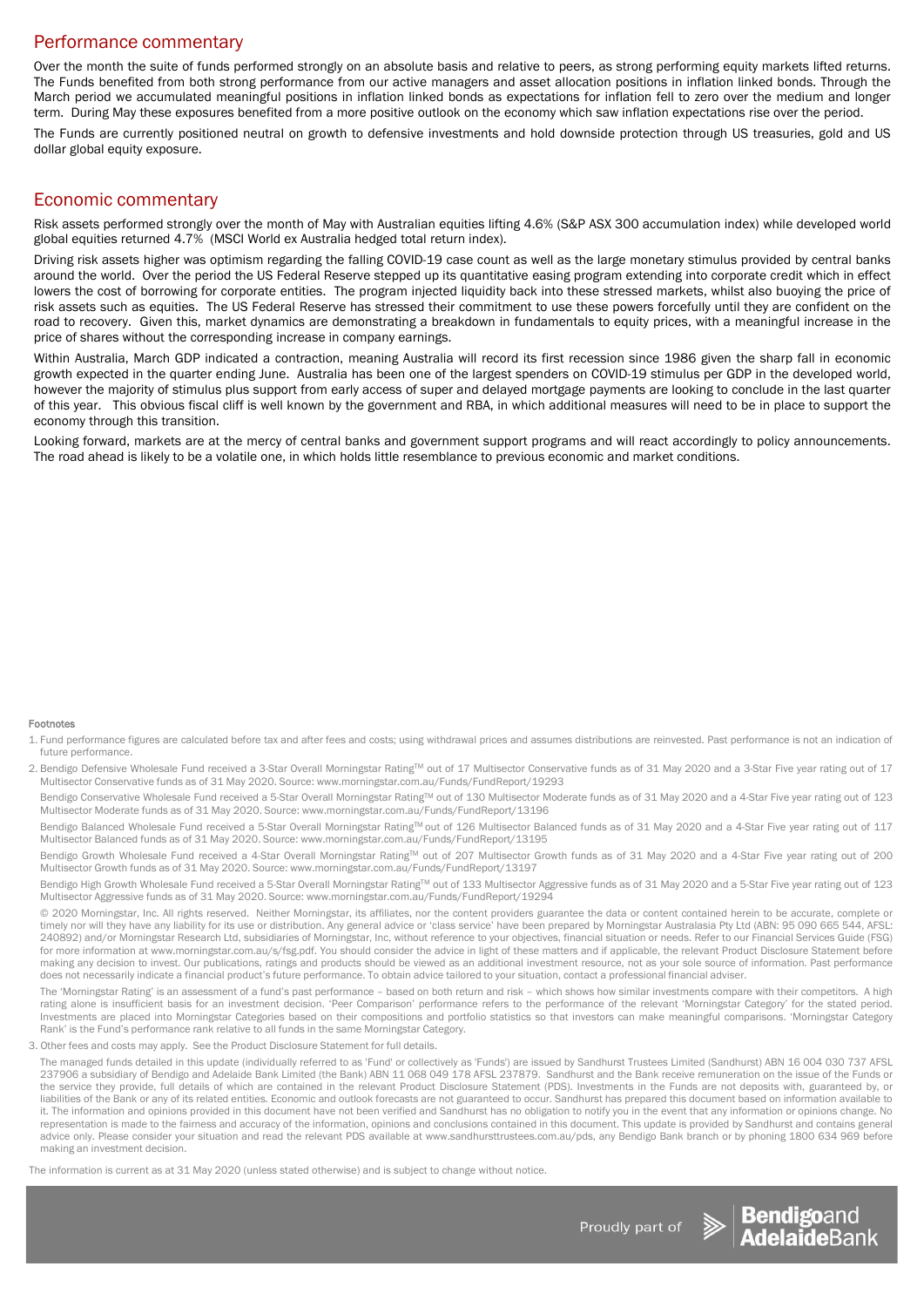## Performance commentary

Over the month the suite of funds performed strongly on an absolute basis and relative to peers, as strong performing equity markets lifted returns. The Funds benefited from both strong performance from our active managers and asset allocation positions in inflation linked bonds. Through the March period we accumulated meaningful positions in inflation linked bonds as expectations for inflation fell to zero over the medium and longer term. During May these exposures benefited from a more positive outlook on the economy which saw inflation expectations rise over the period.

The Funds are currently positioned neutral on growth to defensive investments and hold downside protection through US treasuries, gold and US dollar global equity exposure.

## Economic commentary

Risk assets performed strongly over the month of May with Australian equities lifting 4.6% (S&P ASX 300 accumulation index) while developed world global equities returned 4.7% (MSCI World ex Australia hedged total return index).

Driving risk assets higher was optimism regarding the falling COVID-19 case count as well as the large monetary stimulus provided by central banks around the world. Over the period the US Federal Reserve stepped up its quantitative easing program extending into corporate credit which in effect lowers the cost of borrowing for corporate entities. The program injected liquidity back into these stressed markets, whilst also buoying the price of risk assets such as equities. The US Federal Reserve has stressed their commitment to use these powers forcefully until they are confident on the road to recovery. Given this, market dynamics are demonstrating a breakdown in fundamentals to equity prices, with a meaningful increase in the price of shares without the corresponding increase in company earnings.

Within Australia, March GDP indicated a contraction, meaning Australia will record its first recession since 1986 given the sharp fall in economic growth expected in the quarter ending June. Australia has been one of the largest spenders on COVID-19 stimulus per GDP in the developed world, however the majority of stimulus plus support from early access of super and delayed mortgage payments are looking to conclude in the last quarter of this year. This obvious fiscal cliff is well known by the government and RBA, in which additional measures will need to be in place to support the economy through this transition.

Looking forward, markets are at the mercy of central banks and government support programs and will react accordingly to policy announcements. The road ahead is likely to be a volatile one, in which holds little resemblance to previous economic and market conditions.

#### Footnotes

1. Fund performance figures are calculated before tax and after fees and costs; using withdrawal prices and assumes distributions are reinvested. Past performance is not an indication of future performance.
2. Bendigo Defensive Wholesale Fund received a 3-Star Overall Morningstar Rating™ out of 17 Multisector Conservative funds as of 31 May 2020 and a 3-Star Five year rating out of 17 Multisector Conservative funds as of 31 May 2020. Source: www.morningstar.com.au/Funds/FundReport/19293

   Bendigo Conservative Wholesale Fund received a 5-Star Overall Morningstar Rating™ out of 130 Multisector Moderate funds as of 31 May 2020 and a 4-Star Five year rating out of 123 Multisector Moderate funds as of 31 May 2020. Source: www.morningstar.com.au/Funds/FundReport/13196

   Bendigo Balanced Wholesale Fund received a 5-Star Overall Morningstar Rating™ out of 126 Multisector Balanced funds as of 31 May 2020 and a 4-Star Five year rating out of 117 Multisector Balanced funds as of 31 May 2020. Source: www.morningstar.com.au/Funds/FundReport/13195

   Bendigo Growth Wholesale Fund received a 4-Star Overall Morningstar Rating™ out of 207 Multisector Growth funds as of 31 May 2020 and a 4-Star Five year rating out of 200 Multisector Growth funds as of 31 May 2020. Source: www.morningstar.com.au/Funds/FundReport/13197

   Bendigo High Growth Wholesale Fund received a 5-Star Overall Morningstar Rating™ out of 133 Multisector Aggressive funds as of 31 May 2020 and a 5-Star Five year rating out of 123 Multisector Aggressive funds as of 31 May 2020. Source: www.morningstar.com.au/Funds/FundReport/19294

   © 2020 Morningstar, Inc. All rights reserved. Neither Morningstar, its affiliates, nor the content providers guarantee the data or content contained herein to be accurate, complete or timely nor will they have any liability for its use or distribution. Any general advice or 'class service' have been prepared by Morningstar Australasia Pty Ltd (ABN: 95 090 665 544, AFSL: 240892) and/or Morningstar Research Ltd, subsidiaries of Morningstar, Inc, without reference to your objectives, financial situation or needs. Refer to our Financial Services Guide (FSG) for more information at www.morningstar.com.au/s/fsg.pdf. You should consider the advice in light of these matters and if applicable, the relevant Product Disclosure Statement before making any decision to invest. Our publications, ratings and products should be viewed as an additional investment resource, not as your sole source of information. Past performance does not necessarily indicate a financial product's future performance. To obtain advice tailored to your situation, contact a professional financial adviser.

   The 'Morningstar Rating' is an assessment of a fund's past performance – based on both return and risk – which shows how similar investments compare with their competitors. A high rating alone is insufficient basis for an investment decision. 'Peer Comparison' performance refers to the performance of the relevant 'Morningstar Category' for the stated period. Investments are placed into Morningstar Categories based on their compositions and portfolio statistics so that investors can make meaningful comparisons. 'Morningstar Category Rank' is the Fund's performance rank relative to all funds in the same Morningstar Category.
3. Other fees and costs may apply. See the Product Disclosure Statement for full details.

   The managed funds detailed in this update (individually referred to as 'Fund' or collectively as 'Funds') are issued by Sandhurst Trustees Limited (Sandhurst) ABN 16 004 030 737 AFSL 237906 a subsidiary of Bendigo and Adelaide Bank Limited (the Bank) ABN 11 068 049 178 AFSL 237879. Sandhurst and the Bank receive remuneration on the issue of the Funds or the service they provide, full details of which are contained in the relevant Product Disclosure Statement (PDS). Investments in the Funds are not deposits with, guaranteed by, or liabilities of the Bank or any of its related entities. Economic and outlook forecasts are not guaranteed to occur. Sandhurst has prepared this document based on information available to it. The information and opinions provided in this document have not been verified and Sandhurst has no obligation to notify you in the event that any information or opinions change. No representation is made to the fairness and accuracy of the information, opinions and conclusions contained in this document. This update is provided by Sandhurst and contains general advice only. Please consider your situation and read the relevant PDS available at www.sandhursttrustees.com.au/pds, any Bendigo Bank branch or by phoning 1800 634 969 before making an investment decision.

The information is current as at 31 May 2020 (unless stated otherwise) and is subject to change without notice.

Proudly part of **Bendigo**and **Adelaide**Bank